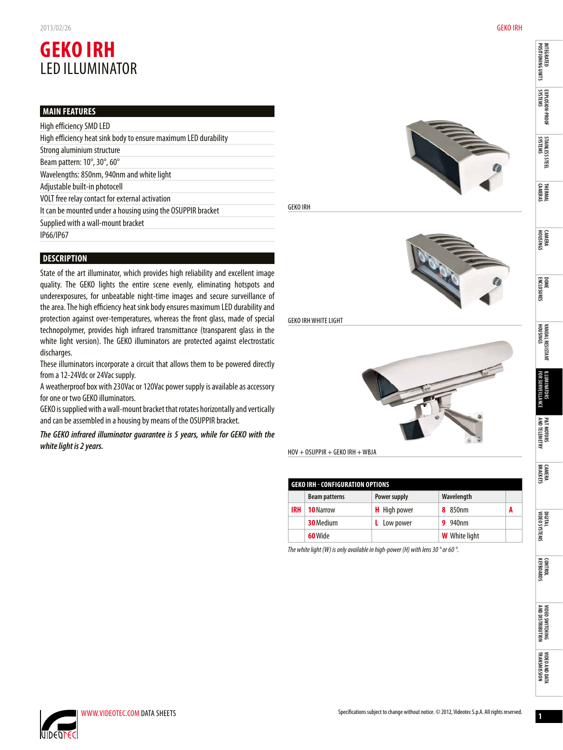# GEKO IRH
## LED ILLUMINATOR

### MAIN FEATURES

- High efficiency SMD LED
- High efficiency heat sink body to ensure maximum LED durability
- Strong aluminium structure
- Beam pattern: 10°, 30°, 60°
- Wavelengths: 850nm, 940nm and white light
- Adjustable built-in photocell
- VOLT free relay contact for external activation
- It can be mounted under a housing using the OSUPPIR bracket
- Supplied with a wall-mount bracket
- IP66/IP67

### DESCRIPTION

State of the art illuminator, which provides high reliability and excellent image quality. The GEKO lights the entire scene evenly, eliminating hotspots and underexposures, for unbeatable night-time images and secure surveillance of the area. The high efficiency heat sink body ensures maximum LED durability and protection against over-temperatures, whereas the front glass, made of special technopolymer, provides high infrared transmittance (transparent glass in the white light version). The GEKO illuminators are protected against electrostatic discharges.

These illuminators incorporate a circuit that allows them to be powered directly from a 12-24Vdc or 24Vac supply.

A weatherproof box with 230Vac or 120Vac power supply is available as accessory for one or two GEKO illuminators.

GEKO is supplied with a wall-mount bracket that rotates horizontally and vertically and can be assembled in a housing by means of the OSUPPIR bracket.

***The GEKO infrared illuminator guarantee is 5 years, while for GEKO with the white light is 2 years.***

GEKO IRH

GEKO IRH WHITE LIGHT

HOV + OSUPPIR + GEKO IRH + WBJA

**GEKO IRH - CONFIGURATION OPTIONS**

| | Beam patterns | Power supply | Wavelength | |
|---|---|---|---|---|
| **IRH** | **10** Narrow | **H** High power | **8** 850nm | **A** |
| | **30** Medium | **L** Low power | **9** 940nm | |
| | **60** Wide | | **W** White light | |

*The white light (W) is only available in high-power (H) with lens 30 ° or 60 °.*

WWW.VIDEOTEC.COM DATA SHEETS

Specifications subject to change without notice. © 2012, Videotec S.p.A. All rights reserved.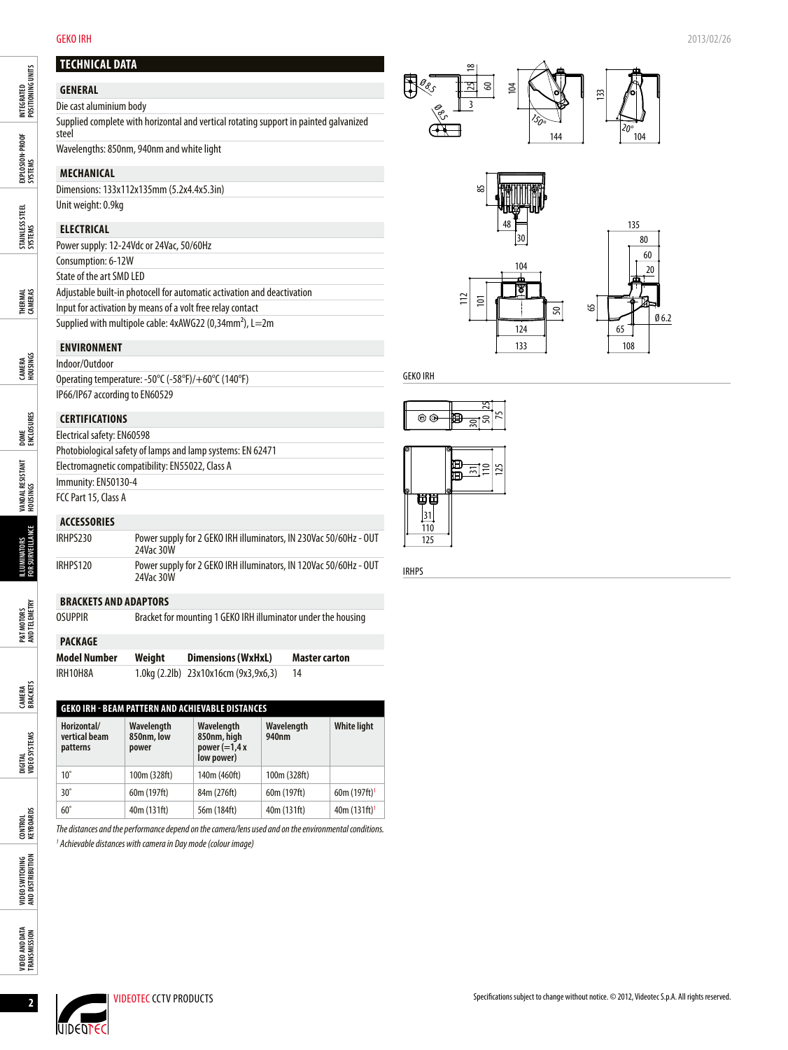## TECHNICAL DATA

### GENERAL

Die cast aluminium body

Supplied complete with horizontal and vertical rotating support in painted galvanized steel

Wavelengths: 850nm, 940nm and white light

### MECHANICAL

Dimensions: 133x112x135mm (5.2x4.4x5.3in)

Unit weight: 0.9kg

### ELECTRICAL

Power supply: 12-24Vdc or 24Vac, 50/60Hz

Consumption: 6-12W

State of the art SMD LED

Adjustable built-in photocell for automatic activation and deactivation

Input for activation by means of a volt free relay contact

Supplied with multipole cable: 4xAWG22 (0,34mm$^2$), L=2m

### ENVIRONMENT

Indoor/Outdoor

Operating temperature: -50°C (-58°F)/+60°C (140°F)

IP66/IP67 according to EN60529

### CERTIFICATIONS

Electrical safety: EN60598

Photobiological safety of lamps and lamp systems: EN 62471

Electromagnetic compatibility: EN55022, Class A

Immunity: EN50130-4

FCC Part 15, Class A

### ACCESSORIES

| | |
|---|---|
| IRHPS230 | Power supply for 2 GEKO IRH illuminators, IN 230Vac 50/60Hz - OUT 24Vac 30W |
| IRHPS120 | Power supply for 2 GEKO IRH illuminators, IN 120Vac 50/60Hz - OUT 24Vac 30W |

### BRACKETS AND ADAPTORS

| | |
|---|---|
| OSUPPIR | Bracket for mounting 1 GEKO IRH illuminator under the housing |

### PACKAGE

| Model Number | Weight | Dimensions (WxHxL) | Master carton |
|---|---|---|---|
| IRH10H8A | 1.0kg (2.2lb) | 23x10x16cm (9x3,9x6,3) | 14 |

### GEKO IRH - BEAM PATTERN AND ACHIEVABLE DISTANCES

| Horizontal/ vertical beam patterns | Wavelength 850nm, low power | Wavelength 850nm, high power (=1,4 x low power) | Wavelength 940nm | White light |
|---|---|---|---|---|
| 10° | 100m (328ft) | 140m (460ft) | 100m (328ft) | |
| 30° | 60m (197ft) | 84m (276ft) | 60m (197ft) | 60m (197ft)[1] |
| 60° | 40m (131ft) | 56m (184ft) | 40m (131ft) | 40m (131ft)[1] |

*The distances and the performance depend on the camera/lens used and on the environmental conditions.*

*[1] Achievable distances with camera in Day mode (colour image)*

Ø 8,5
18
25
60
3
Ø 8,5
104
150°
144
133
20°
104
85
48
30
104
112
101
50
124
133
135
80
60
20
65
Ø 6.2
65
108

GEKO IRH

25
30
50
75
31
110
125
31
110
125

IRHPS

Specifications subject to change without notice. © 2012, Videotec S.p.A. All rights reserved.